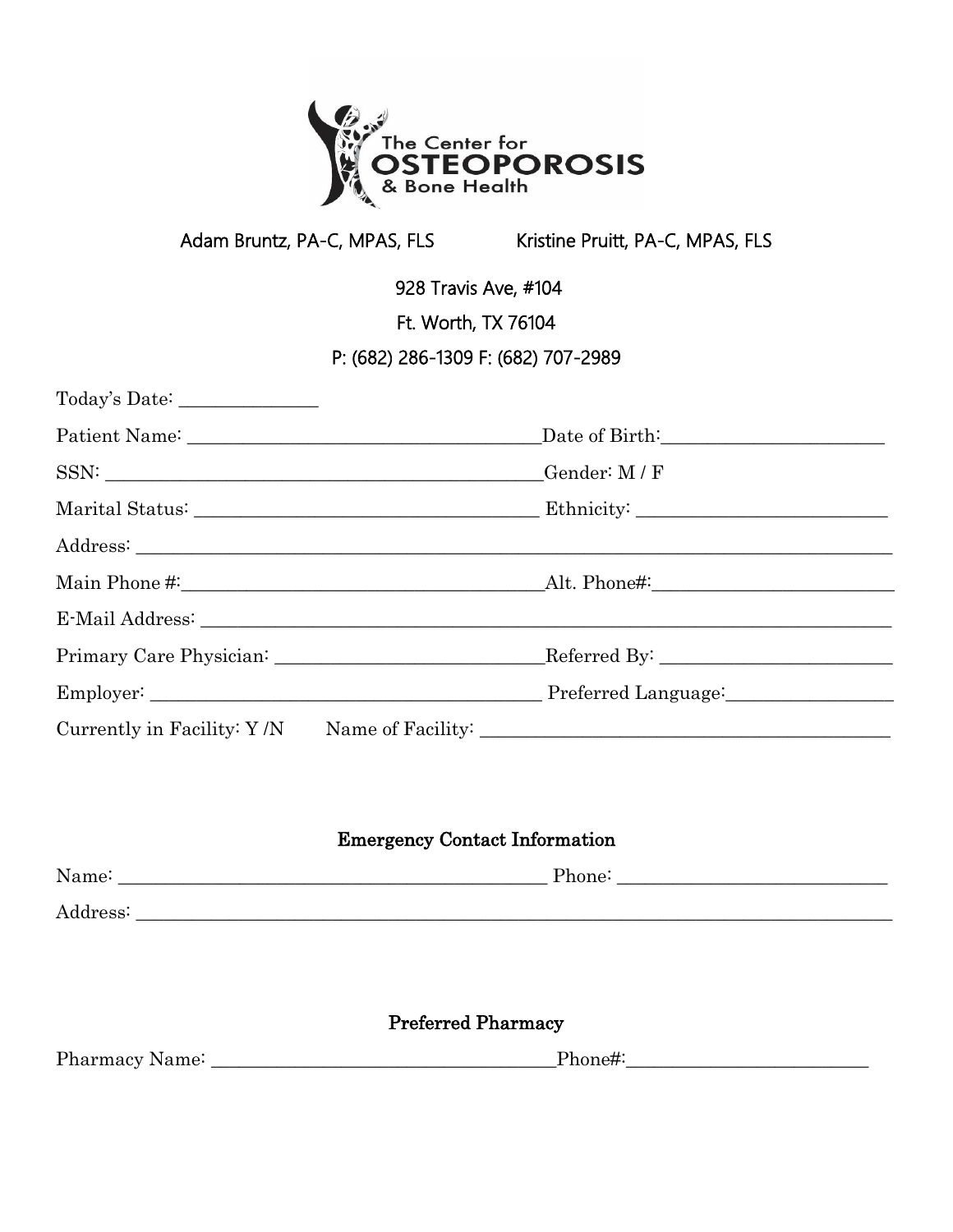# The Center for OSTEOPOROSIS & Bone Health

Adam Bruntz, PA-C, MPAS, FLS    Kristine Pruitt, PA-C, MPAS, FLS

928 Travis Ave, #104

Ft. Worth, TX 76104

P: (682) 286-1309 F: (682) 707-2989

Today's Date: _______________

Patient Name: ______________________________________ Date of Birth: ________________________

SSN: ________________________________________________ Gender: M / F

Marital Status: ____________________________________ Ethnicity: ___________________________

Address: ______________________________________________________________________________

Main Phone #: ______________________________________ Alt. Phone#: __________________________

E-Mail Address: _________________________________________________________________________

Primary Care Physician: ____________________________ Referred By: _________________________

Employer: _________________________________________ Preferred Language: __________________

Currently in Facility: Y /N    Name of Facility: ___________________________________________

## Emergency Contact Information

Name: _______________________________________________ Phone: ____________________________

Address: ______________________________________________________________________________

## Preferred Pharmacy

Pharmacy Name: ______________________________________ Phone#: ___________________________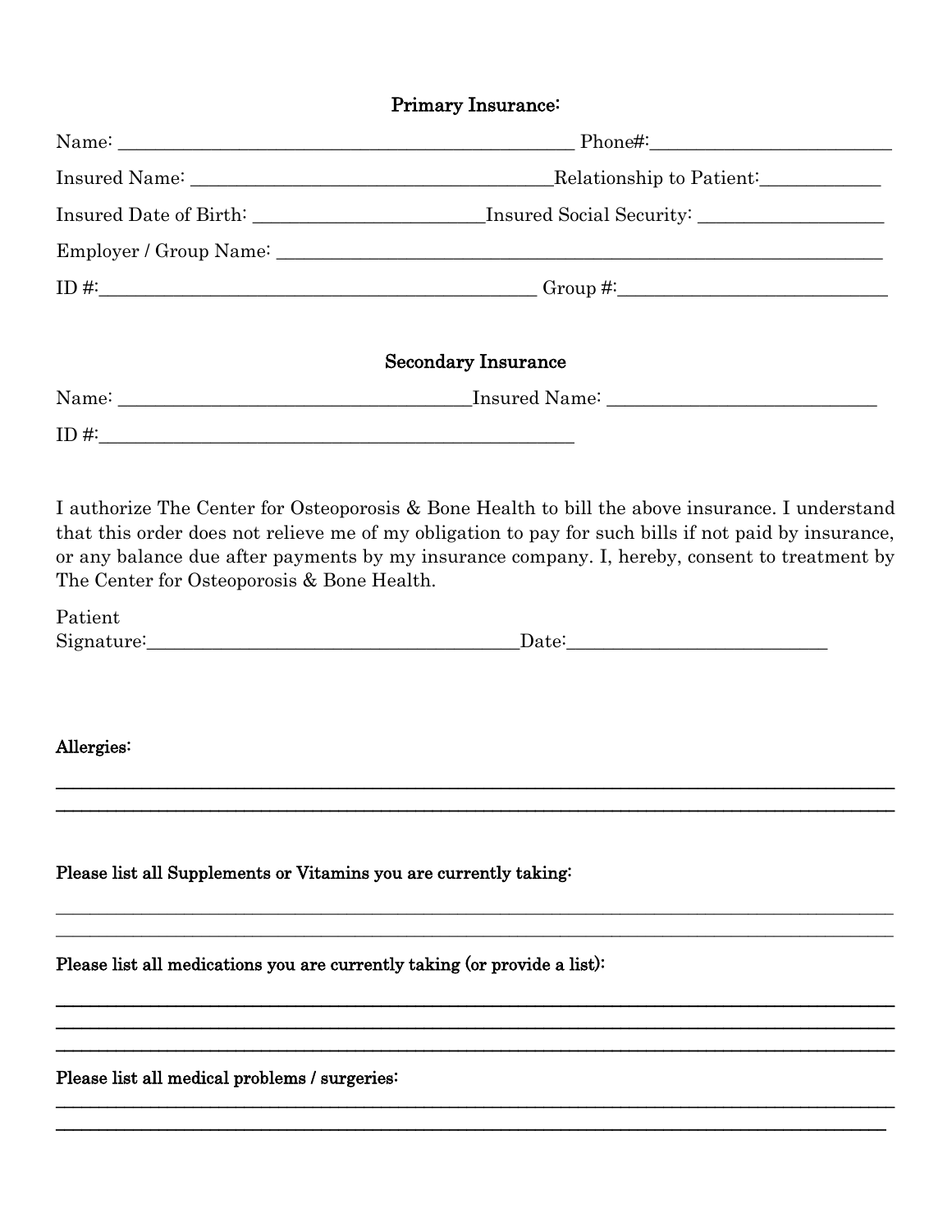## Primary Insurance:

Name: ________________________________________________ Phone#:_________________________

Insured Name: ____________________________________Relationship to Patient:____________

Insured Date of Birth: _______________________Insured Social Security: __________________

Employer / Group Name: ___________________________________________________________

ID #:_____________________________________________ Group #:___________________________

## Secondary Insurance

Name: __________________________________Insured Name: __________________________

ID #:_________________________________________________

I authorize The Center for Osteoporosis & Bone Health to bill the above insurance. I understand that this order does not relieve me of my obligation to pay for such bills if not paid by insurance, or any balance due after payments by my insurance company. I, hereby, consent to treatment by The Center for Osteoporosis & Bone Health.

Patient Signature:_______________________________________Date:___________________________

**Allergies:**

_____________________________________________________________________________________________
_____________________________________________________________________________________________

**Please list all Supplements or Vitamins you are currently taking:**

_____________________________________________________________________________________________
_____________________________________________________________________________________________

**Please list all medications you are currently taking (or provide a list):**

_____________________________________________________________________________________________
_____________________________________________________________________________________________
_____________________________________________________________________________________________

**Please list all medical problems / surgeries:**

_____________________________________________________________________________________________
_____________________________________________________________________________________________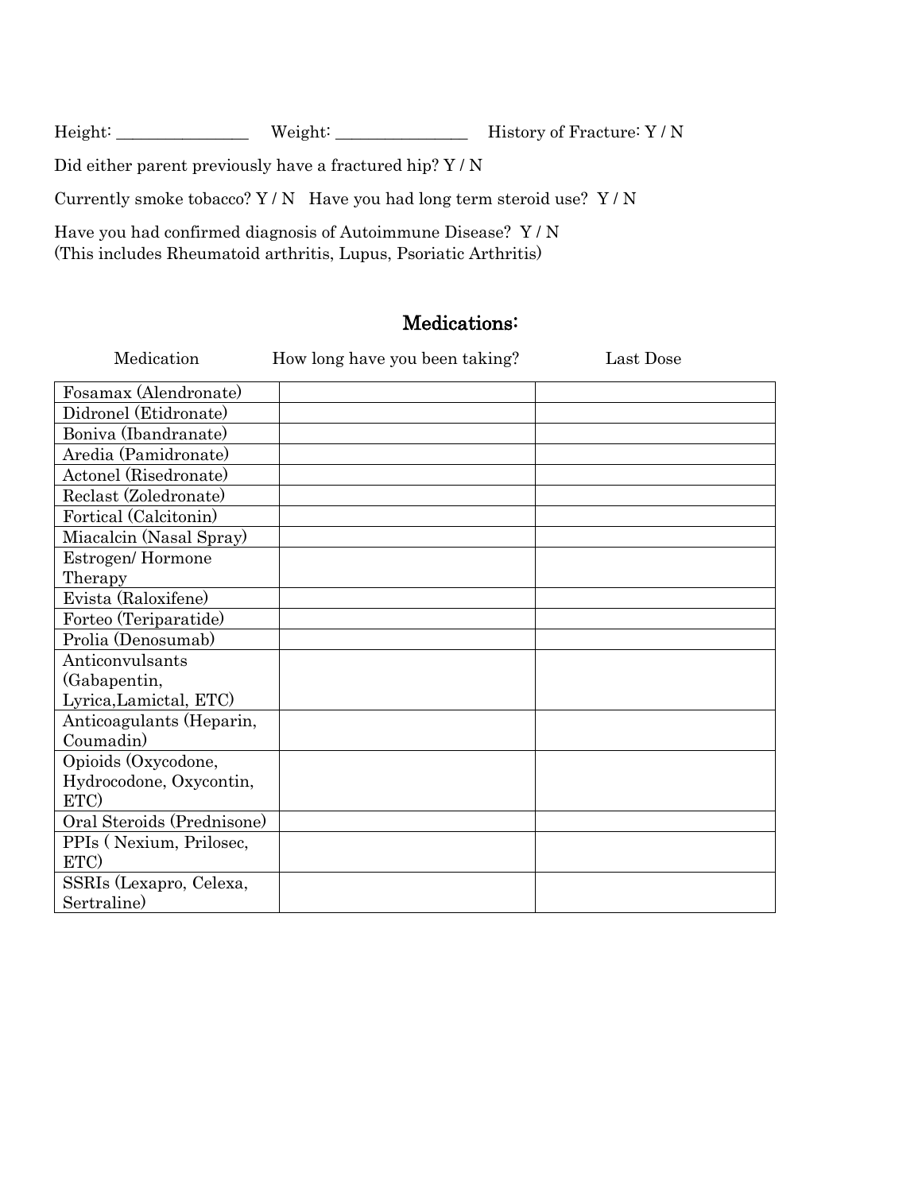Height: _______________ Weight: _______________ History of Fracture: Y / N

Did either parent previously have a fractured hip? Y / N

Currently smoke tobacco? Y / N Have you had long term steroid use? Y / N

Have you had confirmed diagnosis of Autoimmune Disease? Y / N
(This includes Rheumatoid arthritis, Lupus, Psoriatic Arthritis)

## Medications:

| Medication | How long have you been taking? | Last Dose |
|---|---|---|
| Fosamax (Alendronate) | | |
| Didronel (Etidronate) | | |
| Boniva (Ibandranate) | | |
| Aredia (Pamidronate) | | |
| Actonel (Risedronate) | | |
| Reclast (Zoledronate) | | |
| Fortical (Calcitonin) | | |
| Miacalcin (Nasal Spray) | | |
| Estrogen/ Hormone Therapy | | |
| Evista (Raloxifene) | | |
| Forteo (Teriparatide) | | |
| Prolia (Denosumab) | | |
| Anticonvulsants (Gabapentin, Lyrica,Lamictal, ETC) | | |
| Anticoagulants (Heparin, Coumadin) | | |
| Opioids (Oxycodone, Hydrocodone, Oxycontin, ETC) | | |
| Oral Steroids (Prednisone) | | |
| PPIs ( Nexium, Prilosec, ETC) | | |
| SSRIs (Lexapro, Celexa, Sertraline) | | |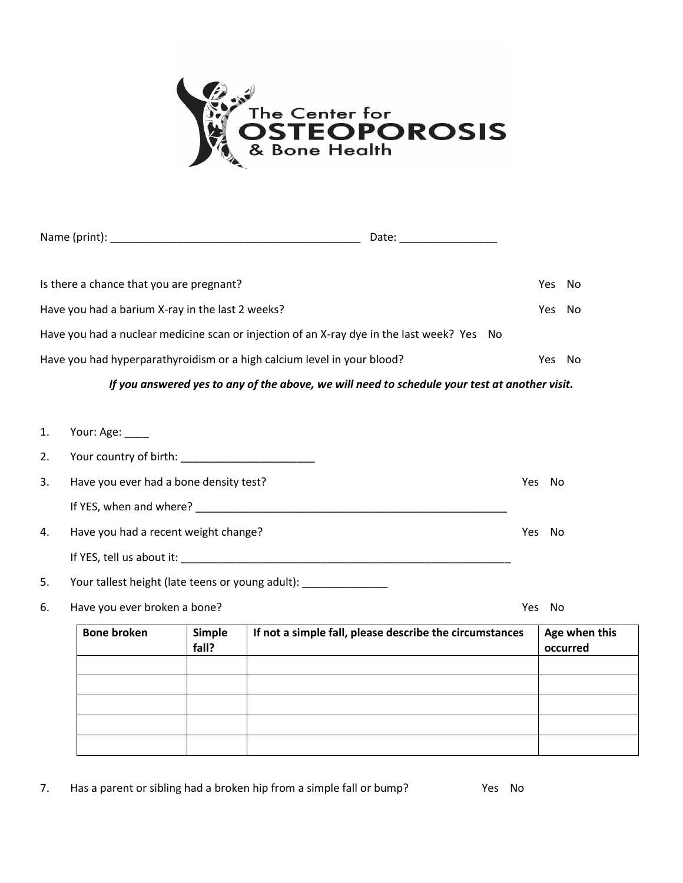The Center for OSTEOPOROSIS & Bone Health

Name (print): _________________________________________ Date: ________________

Is there a chance that you are pregnant? Yes No

Have you had a barium X-ray in the last 2 weeks? Yes No

Have you had a nuclear medicine scan or injection of an X-ray dye in the last week? Yes No

Have you had hyperparathyroidism or a high calcium level in your blood? Yes No

***If you answered yes to any of the above, we will need to schedule your test at another visit.***

1. Your: Age: ____
2. Your country of birth: ______________________
3. Have you ever had a bone density test? Yes No

   If YES, when and where? _____________________________________________________
4. Have you had a recent weight change? Yes No

   If YES, tell us about it: _______________________________________________________
5. Your tallest height (late teens or young adult): ______________
6. Have you ever broken a bone? Yes No

| **Bone broken** | **Simple fall?** | **If not a simple fall, please describe the circumstances** | **Age when this occurred** |
|---|---|---|---|
| | | | |
| | | | |
| | | | |
| | | | |
| | | | |

7. Has a parent or sibling had a broken hip from a simple fall or bump? Yes No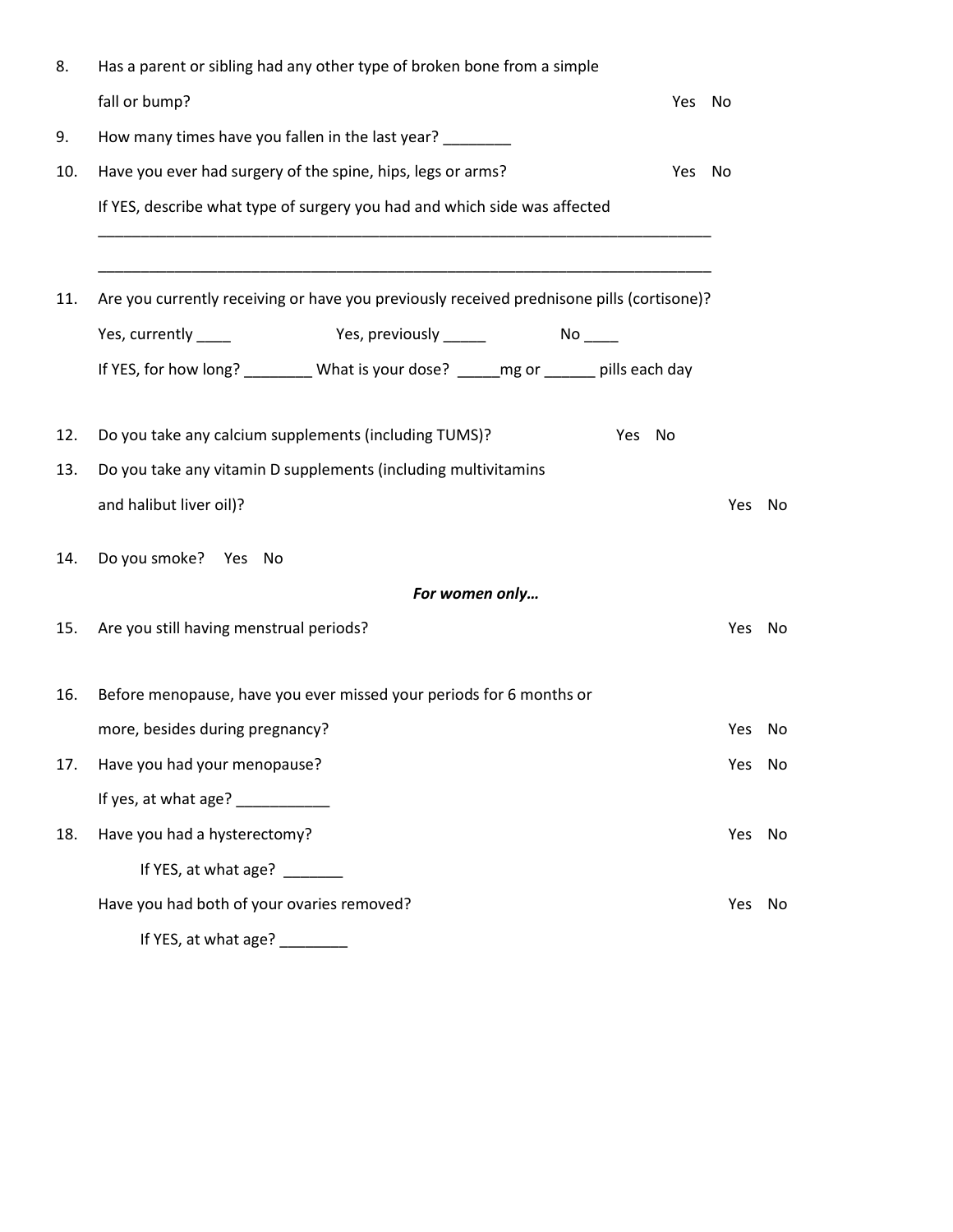8. Has a parent or sibling had any other type of broken bone from a simple fall or bump? Yes No

9. How many times have you fallen in the last year? ________

10. Have you ever had surgery of the spine, hips, legs or arms? Yes No

    If YES, describe what type of surgery you had and which side was affected

    ___________________________________________________________________________

    ___________________________________________________________________________

11. Are you currently receiving or have you previously received prednisone pills (cortisone)?

    Yes, currently ____ Yes, previously _____ No ____

    If YES, for how long? ________ What is your dose? _____mg or ______ pills each day

12. Do you take any calcium supplements (including TUMS)? Yes No

13. Do you take any vitamin D supplements (including multivitamins and halibut liver oil)? Yes No

14. Do you smoke? Yes No

***For women only…***

15. Are you still having menstrual periods? Yes No

16. Before menopause, have you ever missed your periods for 6 months or more, besides during pregnancy? Yes No

17. Have you had your menopause? Yes No

    If yes, at what age? ___________

18. Have you had a hysterectomy? Yes No

    If YES, at what age? _______

    Have you had both of your ovaries removed? Yes No

    If YES, at what age? ________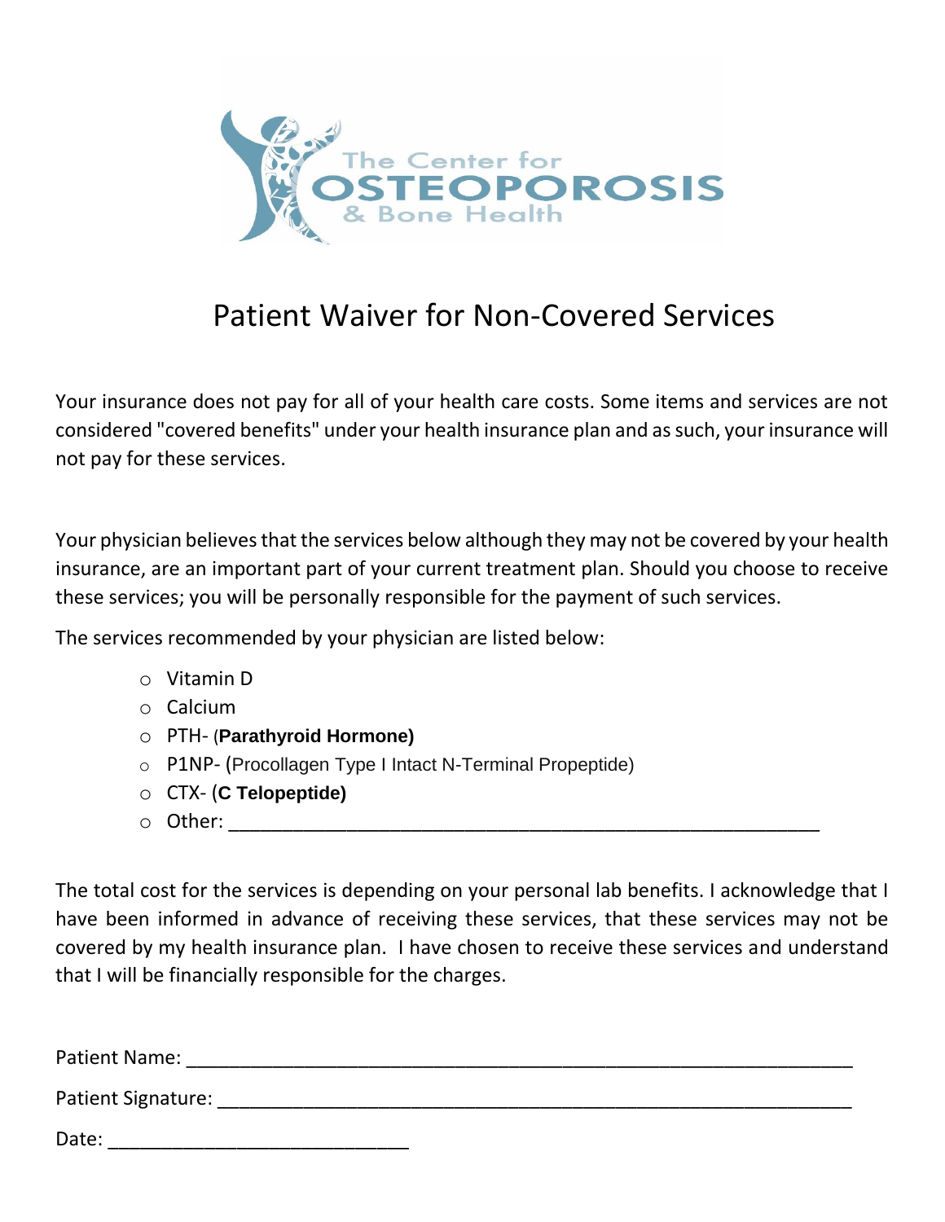The Center for OSTEOPOROSIS & Bone Health

# Patient Waiver for Non-Covered Services

Your insurance does not pay for all of your health care costs. Some items and services are not considered "covered benefits" under your health insurance plan and as such, your insurance will not pay for these services.

Your physician believes that the services below although they may not be covered by your health insurance, are an important part of your current treatment plan. Should you choose to receive these services; you will be personally responsible for the payment of such services.

The services recommended by your physician are listed below:

- Vitamin D
- Calcium
- PTH- (**Parathyroid Hormone)**
- P1NP- (Procollagen Type I Intact N-Terminal Propeptide)
- CTX- (**C Telopeptide)**
- Other: ______________________________________________________

The total cost for the services is depending on your personal lab benefits. I acknowledge that I have been informed in advance of receiving these services, that these services may not be covered by my health insurance plan. I have chosen to receive these services and understand that I will be financially responsible for the charges.

Patient Name: ______________________________________________________________

Patient Signature: ___________________________________________________________

Date: ____________________________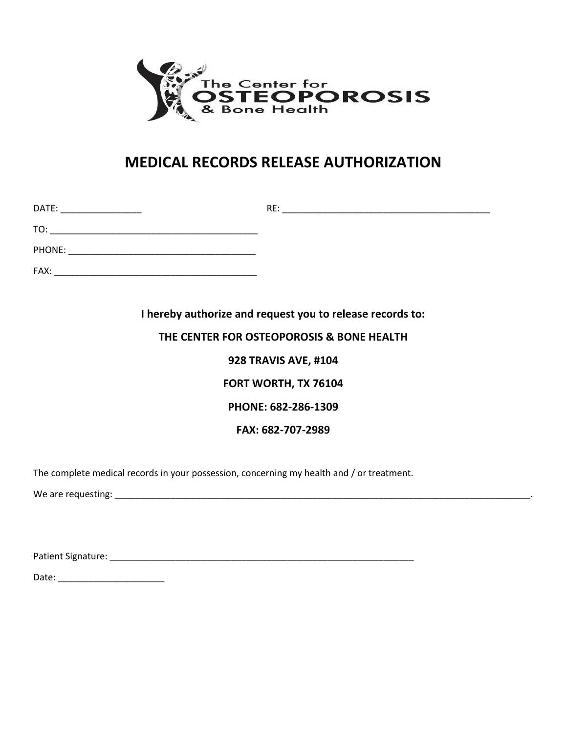The Center for OSTEOPOROSIS & Bone Health

# MEDICAL RECORDS RELEASE AUTHORIZATION

DATE: ________________ RE: __________________________________________

TO: __________________________________________

PHONE: ______________________________________

FAX: _________________________________________

**I hereby authorize and request you to release records to:**

**THE CENTER FOR OSTEOPOROSIS & BONE HEALTH**

**928 TRAVIS AVE, #104**

**FORT WORTH, TX 76104**

**PHONE: 682-286-1309**

**FAX: 682-707-2989**

The complete medical records in your possession, concerning my health and / or treatment.

We are requesting: ______________________________________________________________________________________.

Patient Signature: _______________________________________________________________

Date: ______________________